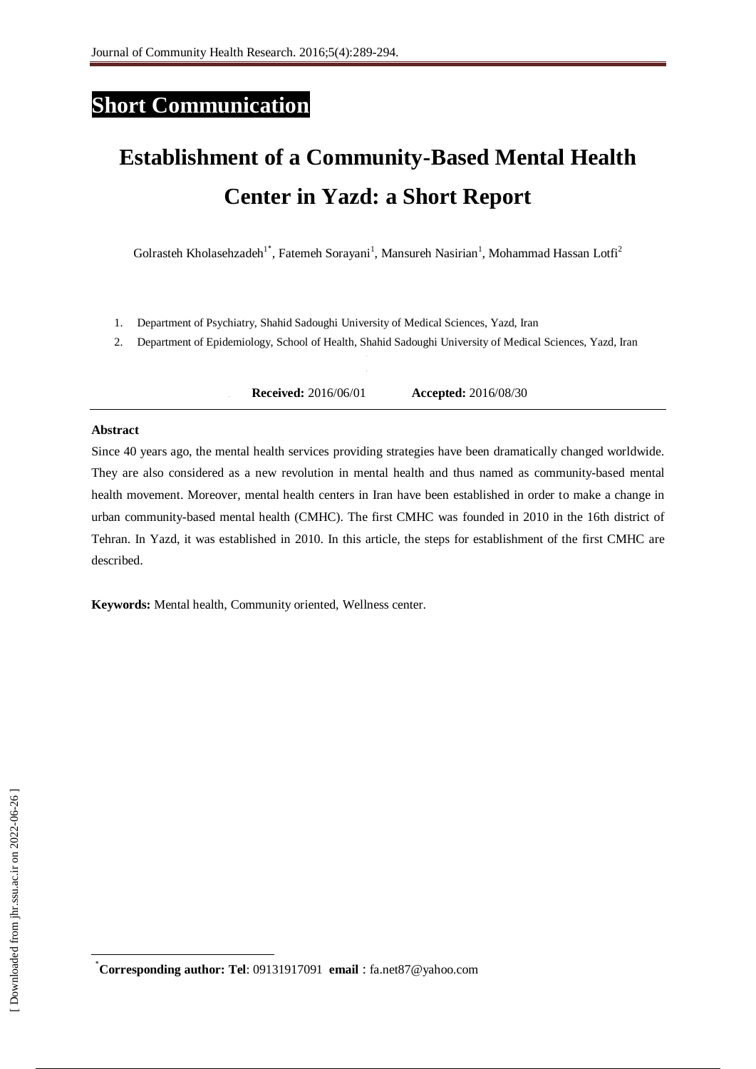**Short Communication**

# Establishment of a Community-Based Mental Health Center in Yazd: a Short Report

Golrasteh Kholasehzadeh[1*], Fatemeh Sorayani[1], Mansureh Nasirian[1], Mohammad Hassan Lotfi[2]

1. Department of Psychiatry, Shahid Sadoughi University of Medical Sciences, Yazd, Iran
2. Department of Epidemiology, School of Health, Shahid Sadoughi University of Medical Sciences, Yazd, Iran

**Received:** 2016/06/01 **Accepted:** 2016/08/30

## Abstract

Since 40 years ago, the mental health services providing strategies have been dramatically changed worldwide. They are also considered as a new revolution in mental health and thus named as community-based mental health movement. Moreover, mental health centers in Iran have been established in order to make a change in urban community-based mental health (CMHC). The first CMHC was founded in 2010 in the 16th district of Tehran. In Yazd, it was established in 2010. In this article, the steps for establishment of the first CMHC are described.

**Keywords:** Mental health, Community oriented, Wellness center.

[*] **Corresponding author: Tel**: 09131917091 **email** : fa.net87@yahoo.com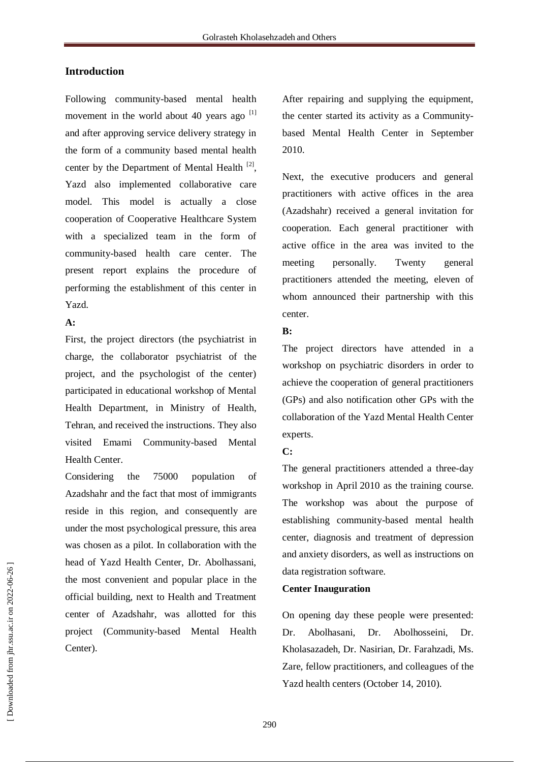## Introduction

Following community-based mental health movement in the world about 40 years ago [1] and after approving service delivery strategy in the form of a community based mental health center by the Department of Mental Health [2], Yazd also implemented collaborative care model. This model is actually a close cooperation of Cooperative Healthcare System with a specialized team in the form of community-based health care center. The present report explains the procedure of performing the establishment of this center in Yazd.

**A:**

First, the project directors (the psychiatrist in charge, the collaborator psychiatrist of the project, and the psychologist of the center) participated in educational workshop of Mental Health Department, in Ministry of Health, Tehran, and received the instructions. They also visited Emami Community-based Mental Health Center.

Considering the 75000 population of Azadshahr and the fact that most of immigrants reside in this region, and consequently are under the most psychological pressure, this area was chosen as a pilot. In collaboration with the head of Yazd Health Center, Dr. Abolhassani, the most convenient and popular place in the official building, next to Health and Treatment center of Azadshahr, was allotted for this project (Community-based Mental Health Center).

After repairing and supplying the equipment, the center started its activity as a Community-based Mental Health Center in September 2010.

Next, the executive producers and general practitioners with active offices in the area (Azadshahr) received a general invitation for cooperation. Each general practitioner with active office in the area was invited to the meeting personally. Twenty general practitioners attended the meeting, eleven of whom announced their partnership with this center.

**B:**

The project directors have attended in a workshop on psychiatric disorders in order to achieve the cooperation of general practitioners (GPs) and also notification other GPs with the collaboration of the Yazd Mental Health Center experts.

**C:**

The general practitioners attended a three-day workshop in April 2010 as the training course. The workshop was about the purpose of establishing community-based mental health center, diagnosis and treatment of depression and anxiety disorders, as well as instructions on data registration software.

**Center Inauguration**

On opening day these people were presented: Dr. Abolhasani, Dr. Abolhosseini, Dr. Kholasazadeh, Dr. Nasirian, Dr. Farahzadi, Ms. Zare, fellow practitioners, and colleagues of the Yazd health centers (October 14, 2010).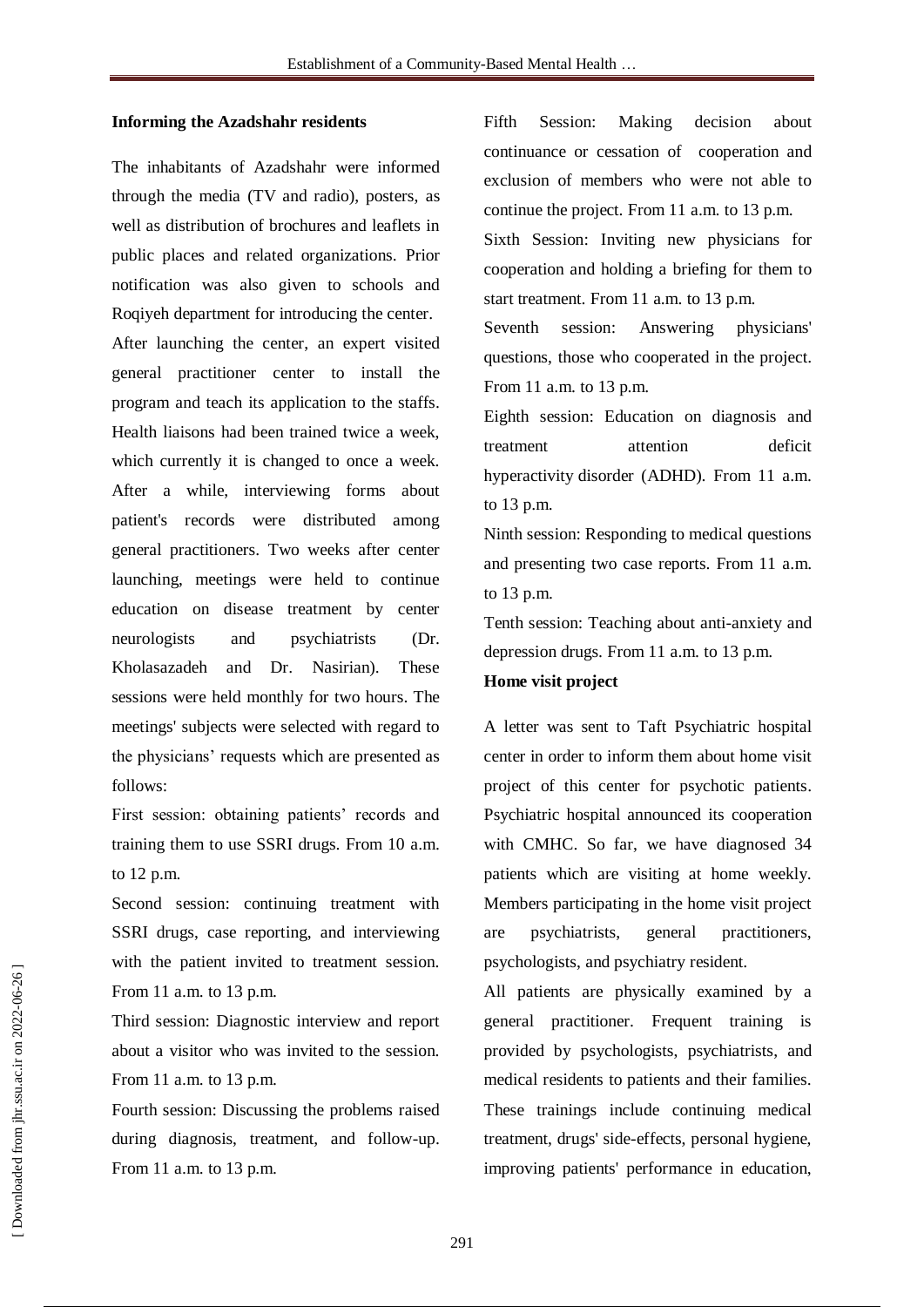**Informing the Azadshahr residents**

The inhabitants of Azadshahr were informed through the media (TV and radio), posters, as well as distribution of brochures and leaflets in public places and related organizations. Prior notification was also given to schools and Roqiyeh department for introducing the center.

After launching the center, an expert visited general practitioner center to install the program and teach its application to the staffs. Health liaisons had been trained twice a week, which currently it is changed to once a week. After a while, interviewing forms about patient's records were distributed among general practitioners. Two weeks after center launching, meetings were held to continue education on disease treatment by center neurologists and psychiatrists (Dr. Kholasazadeh and Dr. Nasirian). These sessions were held monthly for two hours. The meetings' subjects were selected with regard to the physicians' requests which are presented as follows:

First session: obtaining patients' records and training them to use SSRI drugs. From 10 a.m. to 12 p.m.

Second session: continuing treatment with SSRI drugs, case reporting, and interviewing with the patient invited to treatment session. From 11 a.m. to 13 p.m.

Third session: Diagnostic interview and report about a visitor who was invited to the session. From 11 a.m. to 13 p.m.

Fourth session: Discussing the problems raised during diagnosis, treatment, and follow-up. From 11 a.m. to 13 p.m.

Fifth Session: Making decision about continuance or cessation of cooperation and exclusion of members who were not able to continue the project. From 11 a.m. to 13 p.m.

Sixth Session: Inviting new physicians for cooperation and holding a briefing for them to start treatment. From 11 a.m. to 13 p.m.

Seventh session: Answering physicians' questions, those who cooperated in the project. From 11 a.m. to 13 p.m.

Eighth session: Education on diagnosis and treatment attention deficit hyperactivity disorder (ADHD). From 11 a.m. to 13 p.m.

Ninth session: Responding to medical questions and presenting two case reports. From 11 a.m. to 13 p.m.

Tenth session: Teaching about anti-anxiety and depression drugs. From 11 a.m. to 13 p.m.

**Home visit project**

A letter was sent to Taft Psychiatric hospital center in order to inform them about home visit project of this center for psychotic patients. Psychiatric hospital announced its cooperation with CMHC. So far, we have diagnosed 34 patients which are visiting at home weekly. Members participating in the home visit project are psychiatrists, general practitioners, psychologists, and psychiatry resident.

All patients are physically examined by a general practitioner. Frequent training is provided by psychologists, psychiatrists, and medical residents to patients and their families. These trainings include continuing medical treatment, drugs' side-effects, personal hygiene, improving patients' performance in education,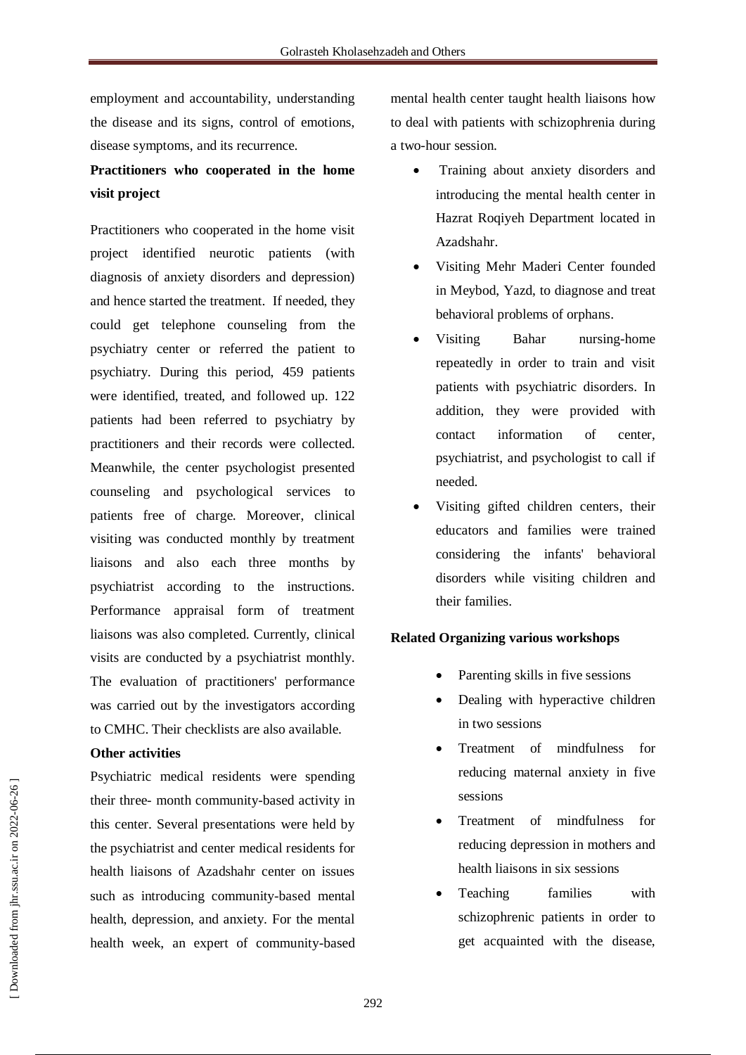employment and accountability, understanding the disease and its signs, control of emotions, disease symptoms, and its recurrence.

**Practitioners who cooperated in the home visit project**

Practitioners who cooperated in the home visit project identified neurotic patients (with diagnosis of anxiety disorders and depression) and hence started the treatment. If needed, they could get telephone counseling from the psychiatry center or referred the patient to psychiatry. During this period, 459 patients were identified, treated, and followed up. 122 patients had been referred to psychiatry by practitioners and their records were collected. Meanwhile, the center psychologist presented counseling and psychological services to patients free of charge. Moreover, clinical visiting was conducted monthly by treatment liaisons and also each three months by psychiatrist according to the instructions. Performance appraisal form of treatment liaisons was also completed. Currently, clinical visits are conducted by a psychiatrist monthly. The evaluation of practitioners' performance was carried out by the investigators according to CMHC. Their checklists are also available.

**Other activities**

Psychiatric medical residents were spending their three- month community-based activity in this center. Several presentations were held by the psychiatrist and center medical residents for health liaisons of Azadshahr center on issues such as introducing community-based mental health, depression, and anxiety. For the mental health week, an expert of community-based mental health center taught health liaisons how to deal with patients with schizophrenia during a two-hour session.

- Training about anxiety disorders and introducing the mental health center in Hazrat Roqiyeh Department located in Azadshahr.
- Visiting Mehr Maderi Center founded in Meybod, Yazd, to diagnose and treat behavioral problems of orphans.
- Visiting Bahar nursing-home repeatedly in order to train and visit patients with psychiatric disorders. In addition, they were provided with contact information of center, psychiatrist, and psychologist to call if needed.
- Visiting gifted children centers, their educators and families were trained considering the infants' behavioral disorders while visiting children and their families.

**Related Organizing various workshops**

- Parenting skills in five sessions
- Dealing with hyperactive children in two sessions
- Treatment of mindfulness for reducing maternal anxiety in five sessions
- Treatment of mindfulness for reducing depression in mothers and health liaisons in six sessions
- Teaching families with schizophrenic patients in order to get acquainted with the disease,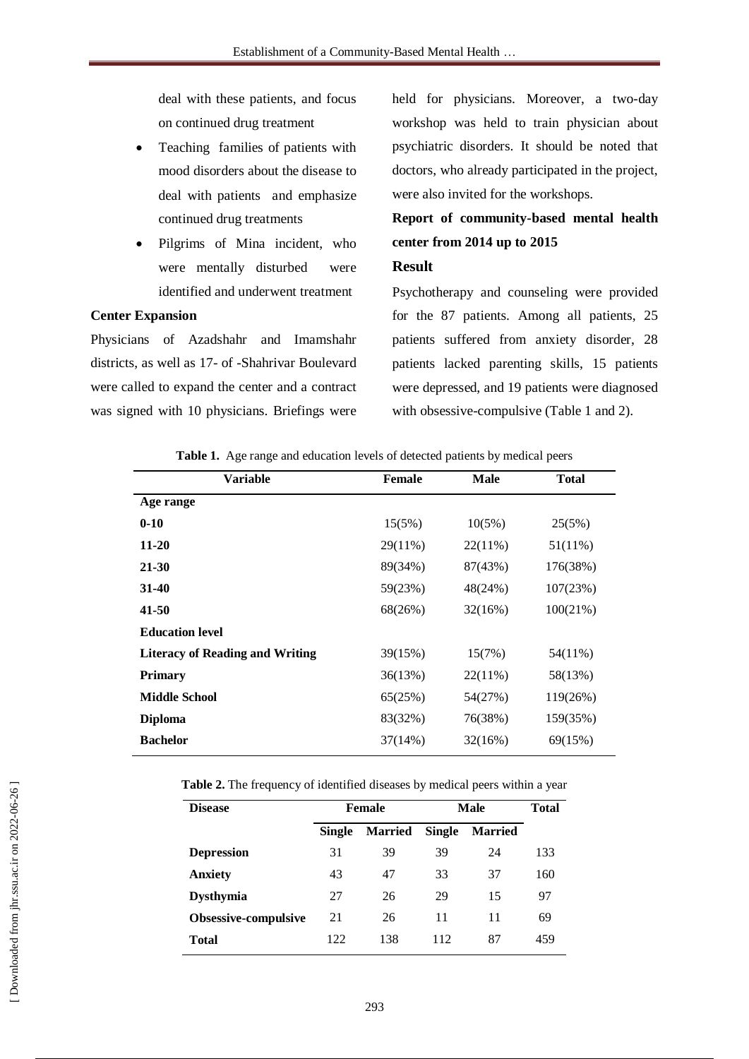deal with these patients, and focus on continued drug treatment

- Teaching families of patients with mood disorders about the disease to deal with patients and emphasize continued drug treatments
- Pilgrims of Mina incident, who were mentally disturbed were identified and underwent treatment

**Center Expansion**

Physicians of Azadshahr and Imamshahr districts, as well as 17- of -Shahrivar Boulevard were called to expand the center and a contract was signed with 10 physicians. Briefings were held for physicians. Moreover, a two-day workshop was held to train physician about psychiatric disorders. It should be noted that doctors, who already participated in the project, were also invited for the workshops.

**Report of community-based mental health center from 2014 up to 2015**

## Result

Psychotherapy and counseling were provided for the 87 patients. Among all patients, 25 patients suffered from anxiety disorder, 28 patients lacked parenting skills, 15 patients were depressed, and 19 patients were diagnosed with obsessive-compulsive (Table 1 and 2).

**Table 1.** Age range and education levels of detected patients by medical peers

| Variable | Female | Male | Total |
|---|---|---|---|
| **Age range** | | | |
| **0-10** | 15(5%) | 10(5%) | 25(5%) |
| **11-20** | 29(11%) | 22(11%) | 51(11%) |
| **21-30** | 89(34%) | 87(43%) | 176(38%) |
| **31-40** | 59(23%) | 48(24%) | 107(23%) |
| **41-50** | 68(26%) | 32(16%) | 100(21%) |
| **Education level** | | | |
| **Literacy of Reading and Writing** | 39(15%) | 15(7%) | 54(11%) |
| **Primary** | 36(13%) | 22(11%) | 58(13%) |
| **Middle School** | 65(25%) | 54(27%) | 119(26%) |
| **Diploma** | 83(32%) | 76(38%) | 159(35%) |
| **Bachelor** | 37(14%) | 32(16%) | 69(15%) |

**Table 2.** The frequency of identified diseases by medical peers within a year

| Disease | Female | | Male | | Total |
|---|---|---|---|---|---|
| | Single | Married | Single | Married | |
| **Depression** | 31 | 39 | 39 | 24 | 133 |
| **Anxiety** | 43 | 47 | 33 | 37 | 160 |
| **Dysthymia** | 27 | 26 | 29 | 15 | 97 |
| **Obsessive-compulsive** | 21 | 26 | 11 | 11 | 69 |
| **Total** | 122 | 138 | 112 | 87 | 459 |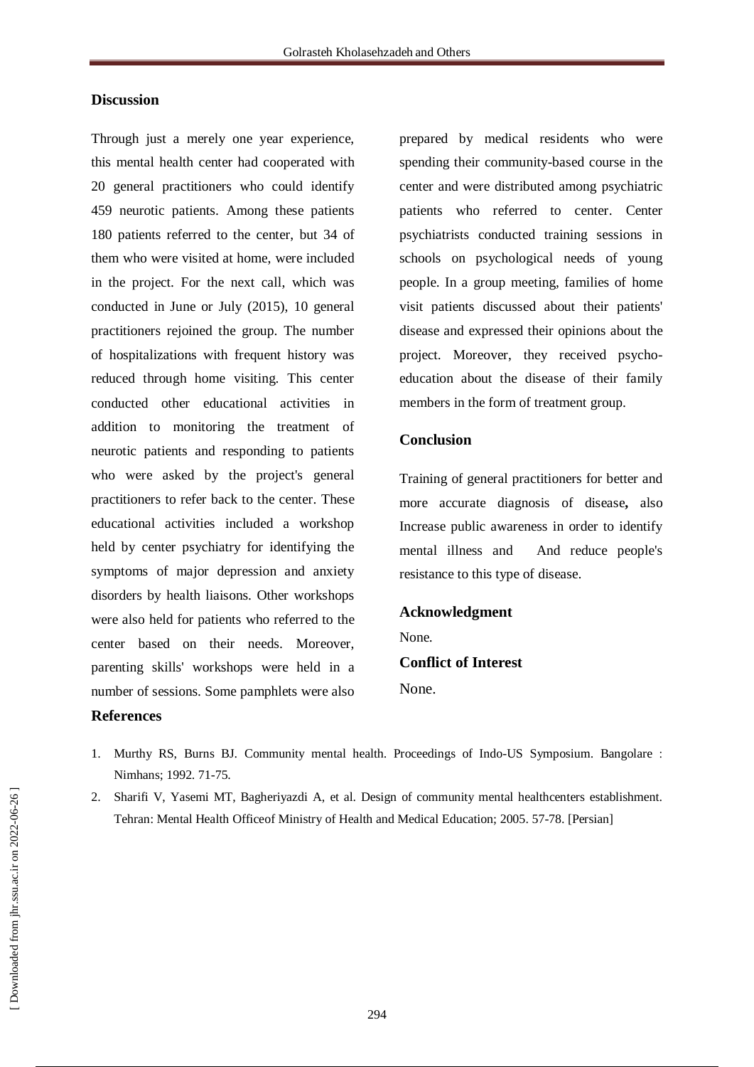## Discussion

Through just a merely one year experience, this mental health center had cooperated with 20 general practitioners who could identify 459 neurotic patients. Among these patients 180 patients referred to the center, but 34 of them who were visited at home, were included in the project. For the next call, which was conducted in June or July (2015), 10 general practitioners rejoined the group. The number of hospitalizations with frequent history was reduced through home visiting. This center conducted other educational activities in addition to monitoring the treatment of neurotic patients and responding to patients who were asked by the project's general practitioners to refer back to the center. These educational activities included a workshop held by center psychiatry for identifying the symptoms of major depression and anxiety disorders by health liaisons. Other workshops were also held for patients who referred to the center based on their needs. Moreover, parenting skills' workshops were held in a number of sessions. Some pamphlets were also prepared by medical residents who were spending their community-based course in the center and were distributed among psychiatric patients who referred to center. Center psychiatrists conducted training sessions in schools on psychological needs of young people. In a group meeting, families of home visit patients discussed about their patients' disease and expressed their opinions about the project. Moreover, they received psycho-education about the disease of their family members in the form of treatment group.

## Conclusion

Training of general practitioners for better and more accurate diagnosis of disease**,** also Increase public awareness in order to identify mental illness and And reduce people's resistance to this type of disease.

## Acknowledgment

None.

## Conflict of Interest

None.

## References

1. Murthy RS, Burns BJ. Community mental health. Proceedings of Indo-US Symposium. Bangolare : Nimhans; 1992. 71-75.
2. Sharifi V, Yasemi MT, Bagheriyazdi A, et al. Design of community mental healthcenters establishment. Tehran: Mental Health Officeof Ministry of Health and Medical Education; 2005. 57-78. [Persian]